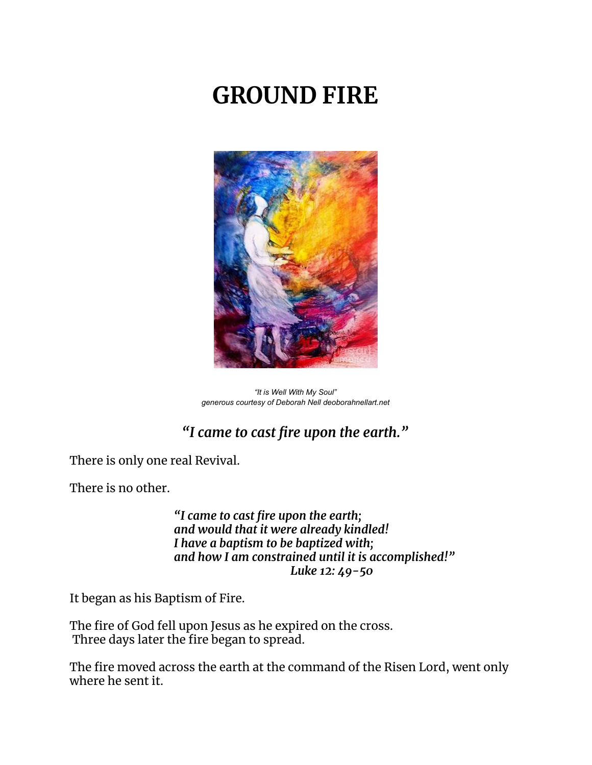# GROUND FIRE

*"It is Well With My Soul"*
*generous courtesy of Deborah Nell deoborahnellart.net*

## *"I came to cast fire upon the earth."*

There is only one real Revival.

There is no other.

> ***"I came to cast fire upon the earth;***
> ***and would that it were already kindled!***
> ***I have a baptism to be baptized with;***
> ***and how I am constrained until it is accomplished!"***
> ***Luke 12: 49-50***

It began as his Baptism of Fire.

The fire of God fell upon Jesus as he expired on the cross.
Three days later the fire began to spread.

The fire moved across the earth at the command of the Risen Lord, went only where he sent it.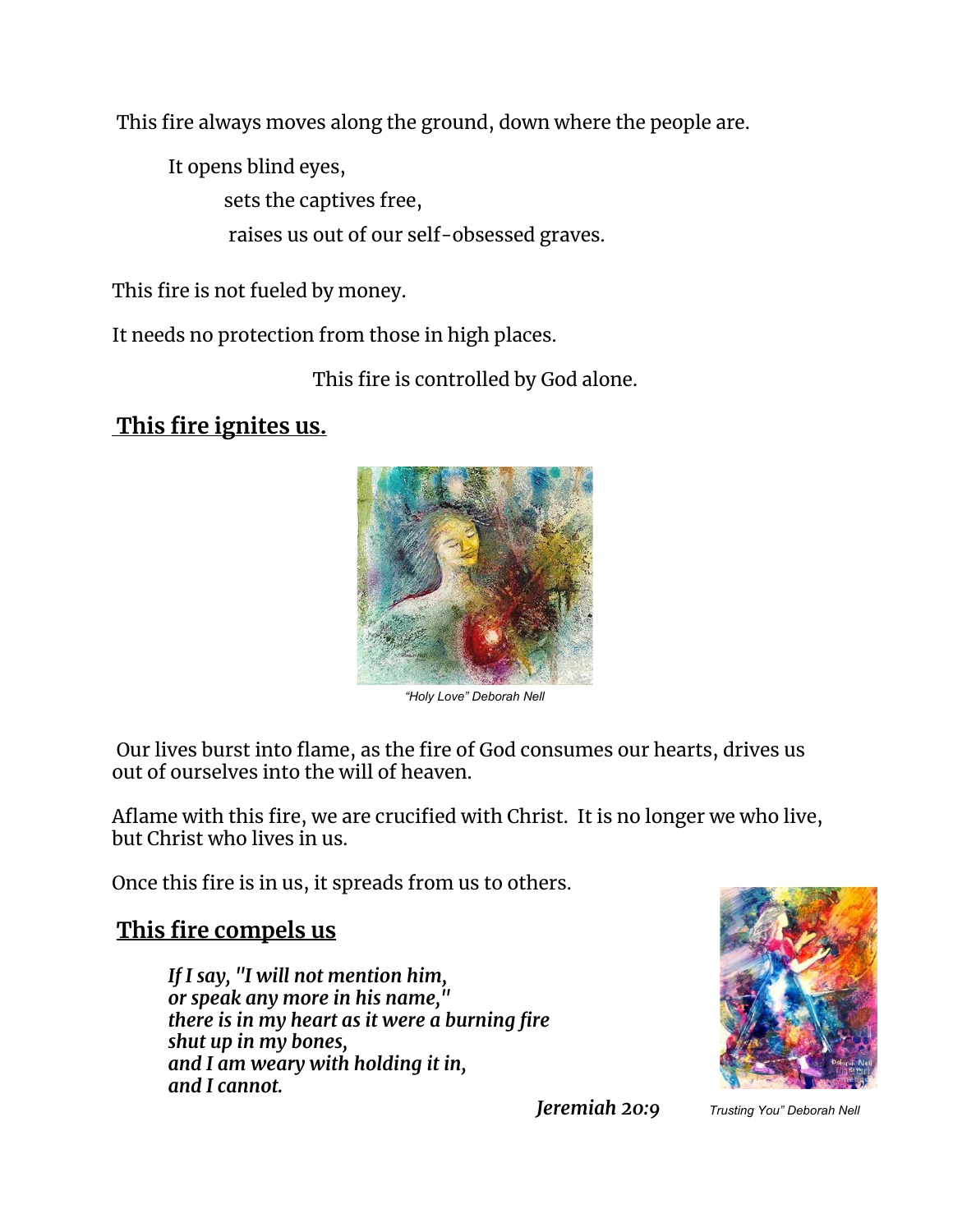This fire always moves along the ground, down where the people are.

It opens blind eyes,

sets the captives free,

raises us out of our self-obsessed graves.

This fire is not fueled by money.

It needs no protection from those in high places.

This fire is controlled by God alone.

## This fire ignites us.

*"Holy Love" Deborah Nell*

Our lives burst into flame, as the fire of God consumes our hearts, drives us out of ourselves into the will of heaven.

Aflame with this fire, we are crucified with Christ. It is no longer we who live, but Christ who lives in us.

Once this fire is in us, it spreads from us to others.

## This fire compels us

***If I say, "I will not mention him,***
***or speak any more in his name,"***
***there is in my heart as it were a burning fire***
***shut up in my bones,***
***and I am weary with holding it in,***
***and I cannot.***

***Jeremiah 20:9***

*Trusting You" Deborah Nell*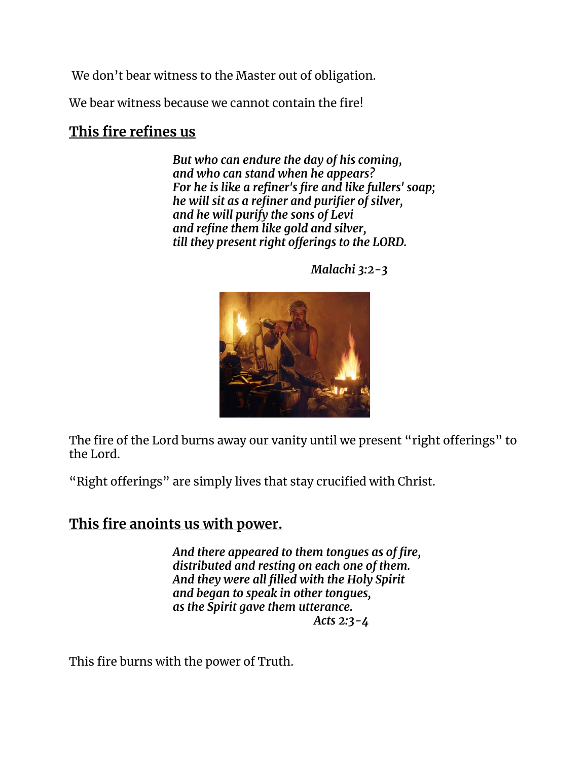We don't bear witness to the Master out of obligation.

We bear witness because we cannot contain the fire!

## **<u>This fire refines us</u>**

> ***But who can endure the day of his coming,***
> ***and who can stand when he appears?***
> ***For he is like a refiner's fire and like fullers' soap;***
> ***he will sit as a refiner and purifier of silver,***
> ***and he will purify the sons of Levi***
> ***and refine them like gold and silver,***
> ***till they present right offerings to the LORD.***
>
> ***Malachi 3:2-3***

The fire of the Lord burns away our vanity until we present "right offerings" to the Lord.

"Right offerings" are simply lives that stay crucified with Christ.

## **<u>This fire anoints us with power.</u>**

> ***And there appeared to them tongues as of fire,***
> ***distributed and resting on each one of them.***
> ***And they were all filled with the Holy Spirit***
> ***and began to speak in other tongues,***
> ***as the Spirit gave them utterance.***
>
> ***Acts 2:3-4***

This fire burns with the power of Truth.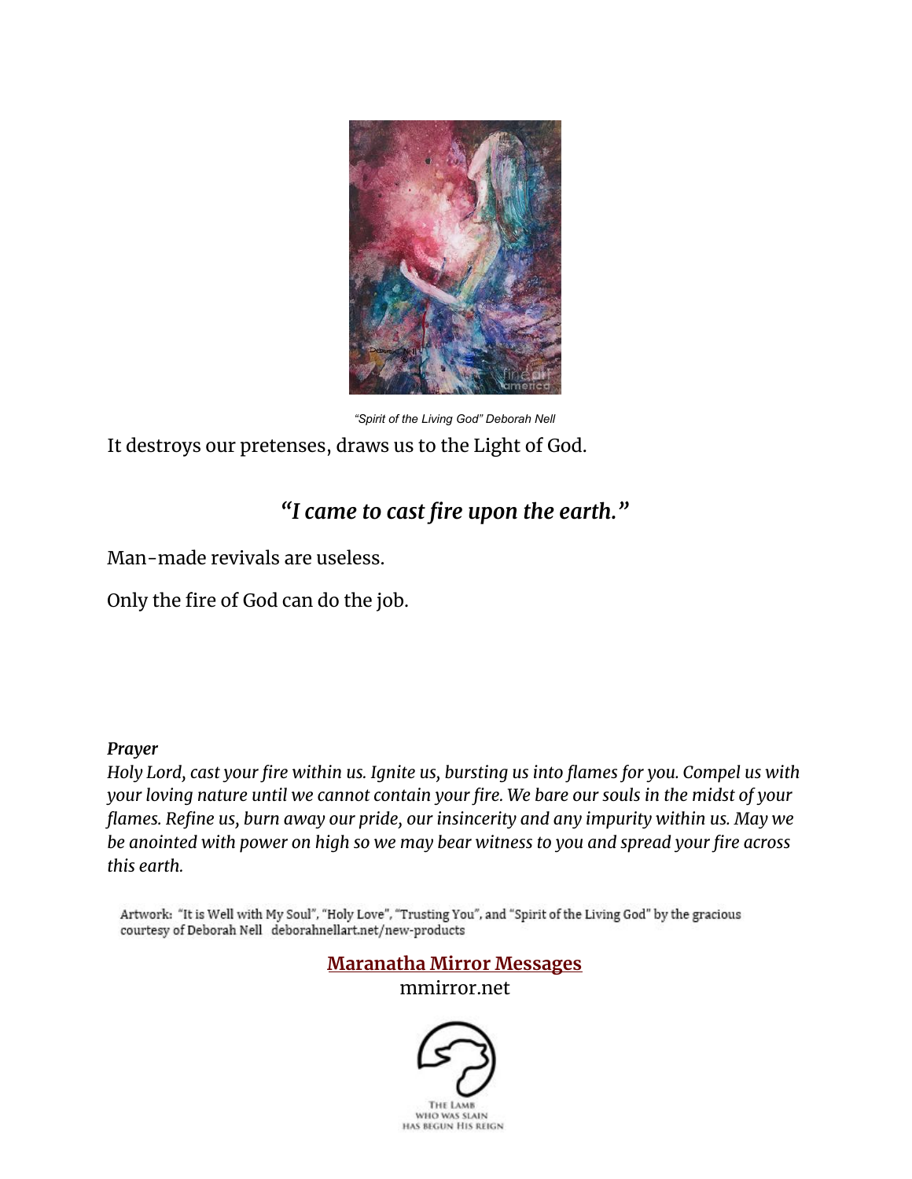*"Spirit of the Living God" Deborah Nell*

It destroys our pretenses, draws us to the Light of God.

***"I came to cast fire upon the earth."***

Man-made revivals are useless.

Only the fire of God can do the job.

***Prayer***

*Holy Lord, cast your fire within us. Ignite us, bursting us into flames for you. Compel us with your loving nature until we cannot contain your fire. We bare our souls in the midst of your flames. Refine us, burn away our pride, our insincerity and any impurity within us. May we be anointed with power on high so we may bear witness to you and spread your fire across this earth.*

Artwork: "It is Well with My Soul", "Holy Love", "Trusting You", and "Spirit of the Living God" by the gracious courtesy of Deborah Nell deborahnellart.net/new-products

**Maranatha Mirror Messages**

mmirror.net

THE LAMB WHO WAS SLAIN HAS BEGUN HIS REIGN